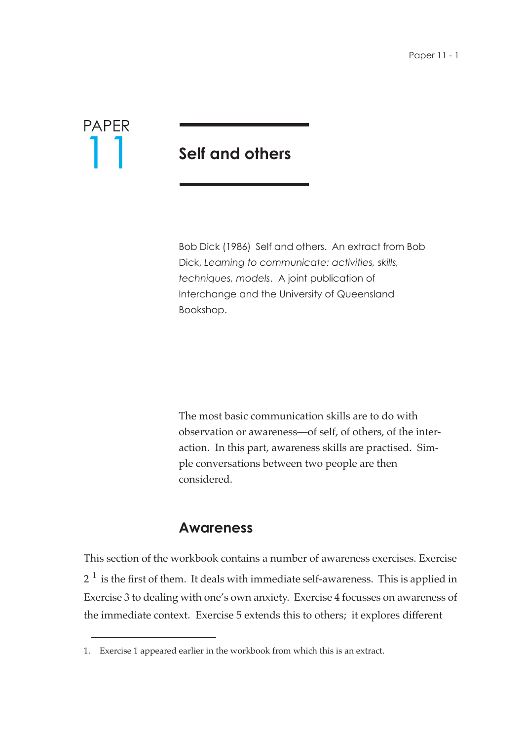# PAPER 11

# Self and others

Bob Dick (1986) Self and others. An extract from Bob Dick, *Learning to communicate: activities, skills, techniques, models*. A joint publication of Interchange and the University of Queensland Bookshop.

The most basic communication skills are to do with observation or awareness—of self, of others, of the interaction. In this part, awareness skills are practised. Simple conversations between two people are then considered.

## Awareness

This section of the workbook contains a number of awareness exercises. Exercise 2 [1] is the first of them. It deals with immediate self-awareness. This is applied in Exercise 3 to dealing with one's own anxiety. Exercise 4 focusses on awareness of the immediate context. Exercise 5 extends this to others; it explores different

1. Exercise 1 appeared earlier in the workbook from which this is an extract.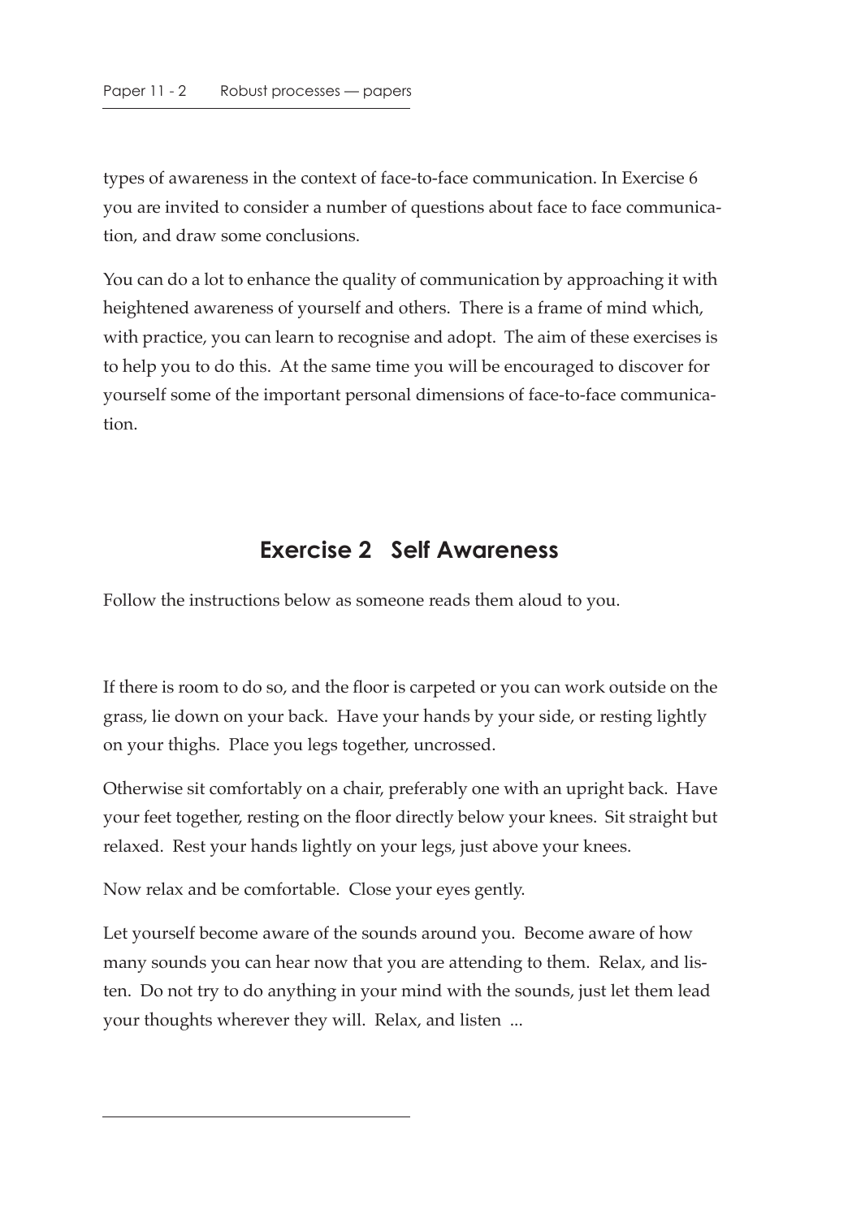types of awareness in the context of face-to-face communication. In Exercise 6 you are invited to consider a number of questions about face to face communication, and draw some conclusions.

You can do a lot to enhance the quality of communication by approaching it with heightened awareness of yourself and others. There is a frame of mind which, with practice, you can learn to recognise and adopt. The aim of these exercises is to help you to do this. At the same time you will be encouraged to discover for yourself some of the important personal dimensions of face-to-face communication.

## Exercise 2 Self Awareness

Follow the instructions below as someone reads them aloud to you.

If there is room to do so, and the floor is carpeted or you can work outside on the grass, lie down on your back. Have your hands by your side, or resting lightly on your thighs. Place you legs together, uncrossed.

Otherwise sit comfortably on a chair, preferably one with an upright back. Have your feet together, resting on the floor directly below your knees. Sit straight but relaxed. Rest your hands lightly on your legs, just above your knees.

Now relax and be comfortable. Close your eyes gently.

Let yourself become aware of the sounds around you. Become aware of how many sounds you can hear now that you are attending to them. Relax, and listen. Do not try to do anything in your mind with the sounds, just let them lead your thoughts wherever they will. Relax, and listen ...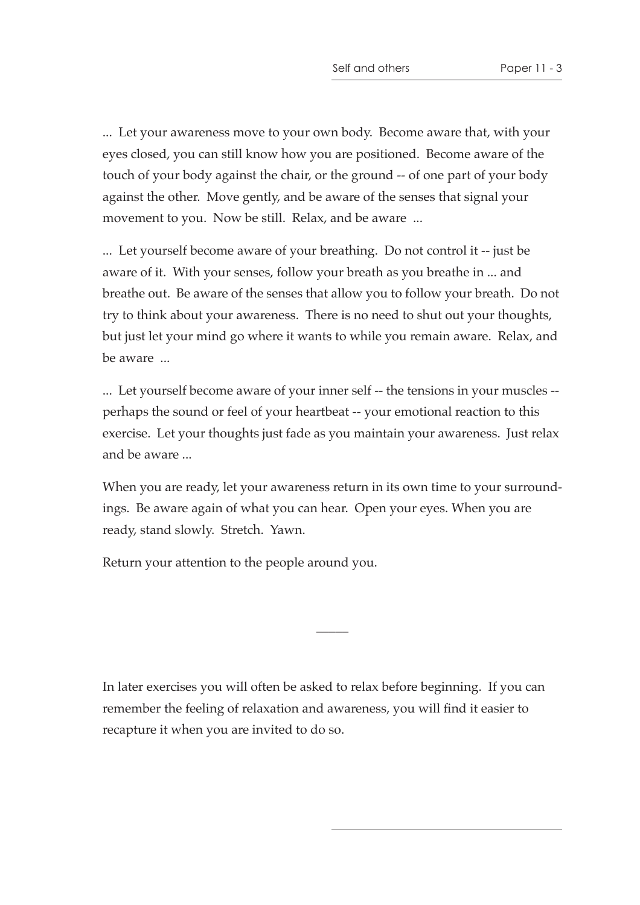... Let your awareness move to your own body. Become aware that, with your eyes closed, you can still know how you are positioned. Become aware of the touch of your body against the chair, or the ground -- of one part of your body against the other. Move gently, and be aware of the senses that signal your movement to you. Now be still. Relax, and be aware ...

... Let yourself become aware of your breathing. Do not control it -- just be aware of it. With your senses, follow your breath as you breathe in ... and breathe out. Be aware of the senses that allow you to follow your breath. Do not try to think about your awareness. There is no need to shut out your thoughts, but just let your mind go where it wants to while you remain aware. Relax, and be aware ...

... Let yourself become aware of your inner self -- the tensions in your muscles -- perhaps the sound or feel of your heartbeat -- your emotional reaction to this exercise. Let your thoughts just fade as you maintain your awareness. Just relax and be aware ...

When you are ready, let your awareness return in its own time to your surroundings. Be aware again of what you can hear. Open your eyes. When you are ready, stand slowly. Stretch. Yawn.

Return your attention to the people around you.

---

In later exercises you will often be asked to relax before beginning. If you can remember the feeling of relaxation and awareness, you will find it easier to recapture it when you are invited to do so.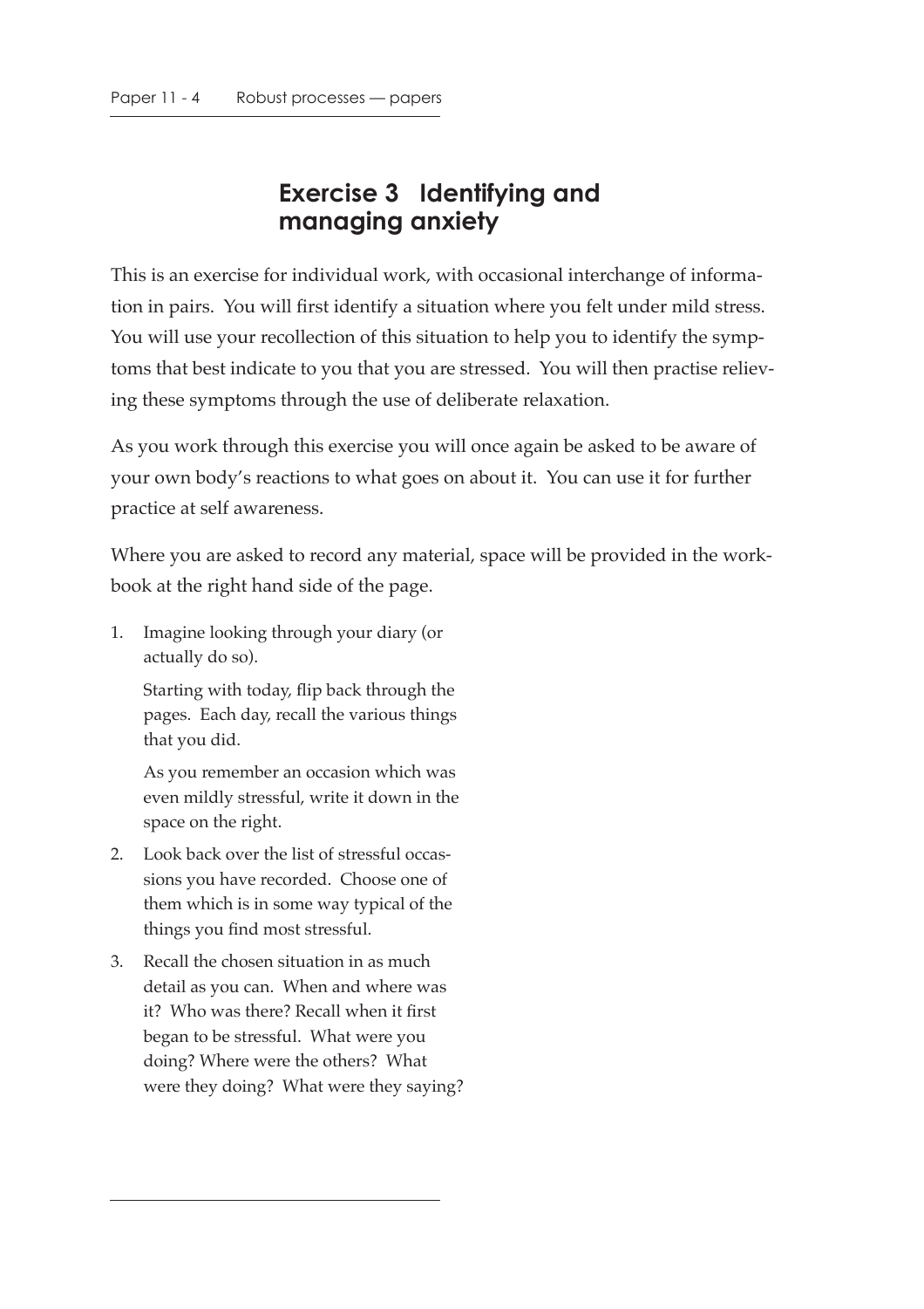## Exercise 3 Identifying and managing anxiety

This is an exercise for individual work, with occasional interchange of information in pairs. You will first identify a situation where you felt under mild stress. You will use your recollection of this situation to help you to identify the symptoms that best indicate to you that you are stressed. You will then practise relieving these symptoms through the use of deliberate relaxation.

As you work through this exercise you will once again be asked to be aware of your own body's reactions to what goes on about it. You can use it for further practice at self awareness.

Where you are asked to record any material, space will be provided in the workbook at the right hand side of the page.

1. Imagine looking through your diary (or actually do so).

   Starting with today, flip back through the pages. Each day, recall the various things that you did.

   As you remember an occasion which was even mildly stressful, write it down in the space on the right.

2. Look back over the list of stressful occassions you have recorded. Choose one of them which is in some way typical of the things you find most stressful.

3. Recall the chosen situation in as much detail as you can. When and where was it? Who was there? Recall when it first began to be stressful. What were you doing? Where were the others? What were they doing? What were they saying?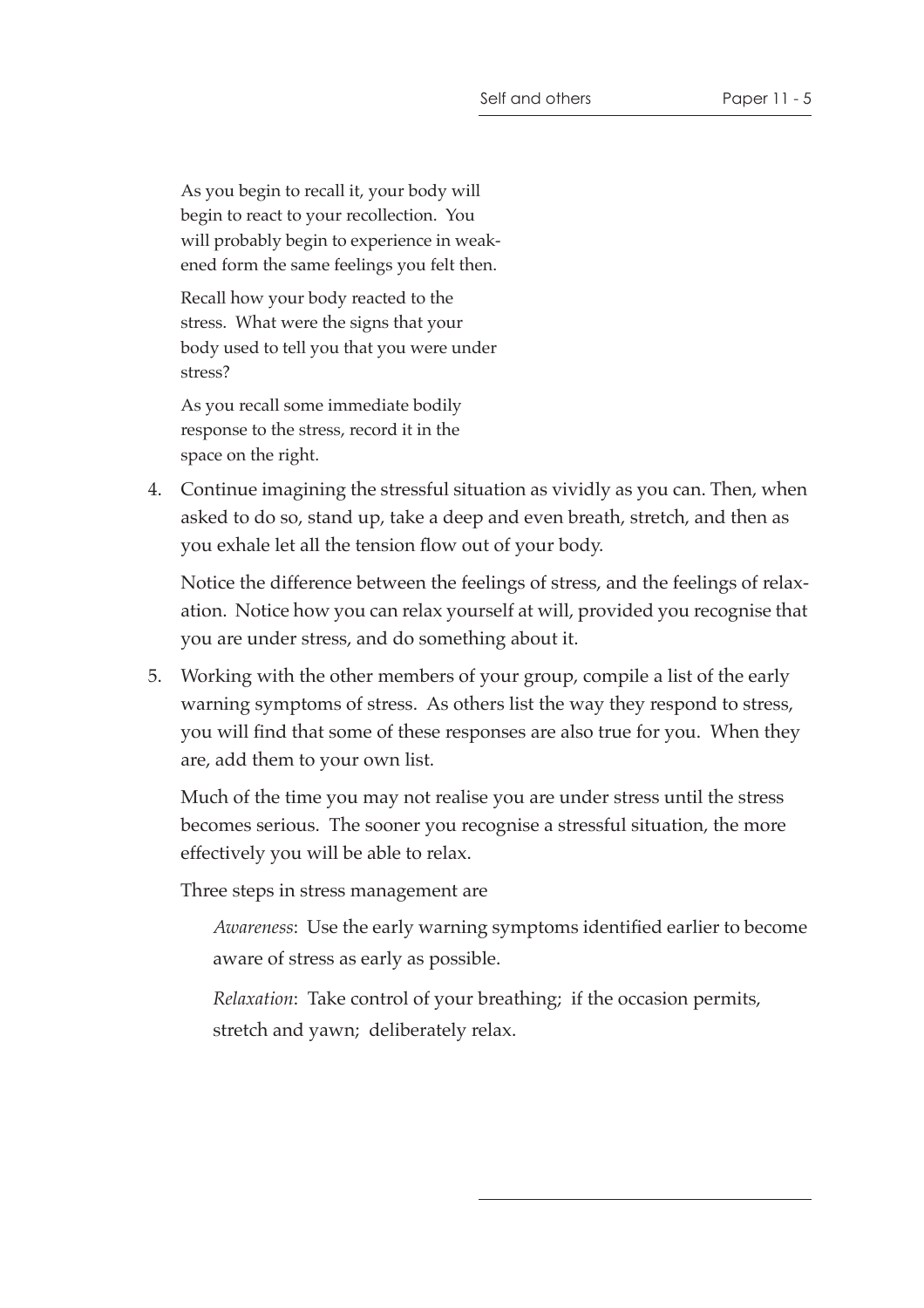As you begin to recall it, your body will begin to react to your recollection. You will probably begin to experience in weakened form the same feelings you felt then.

Recall how your body reacted to the stress. What were the signs that your body used to tell you that you were under stress?

As you recall some immediate bodily response to the stress, record it in the space on the right.

4. Continue imagining the stressful situation as vividly as you can. Then, when asked to do so, stand up, take a deep and even breath, stretch, and then as you exhale let all the tension flow out of your body.

   Notice the difference between the feelings of stress, and the feelings of relaxation. Notice how you can relax yourself at will, provided you recognise that you are under stress, and do something about it.

5. Working with the other members of your group, compile a list of the early warning symptoms of stress. As others list the way they respond to stress, you will find that some of these responses are also true for you. When they are, add them to your own list.

   Much of the time you may not realise you are under stress until the stress becomes serious. The sooner you recognise a stressful situation, the more effectively you will be able to relax.

   Three steps in stress management are

   *Awareness*: Use the early warning symptoms identified earlier to become aware of stress as early as possible.

   *Relaxation*: Take control of your breathing; if the occasion permits, stretch and yawn; deliberately relax.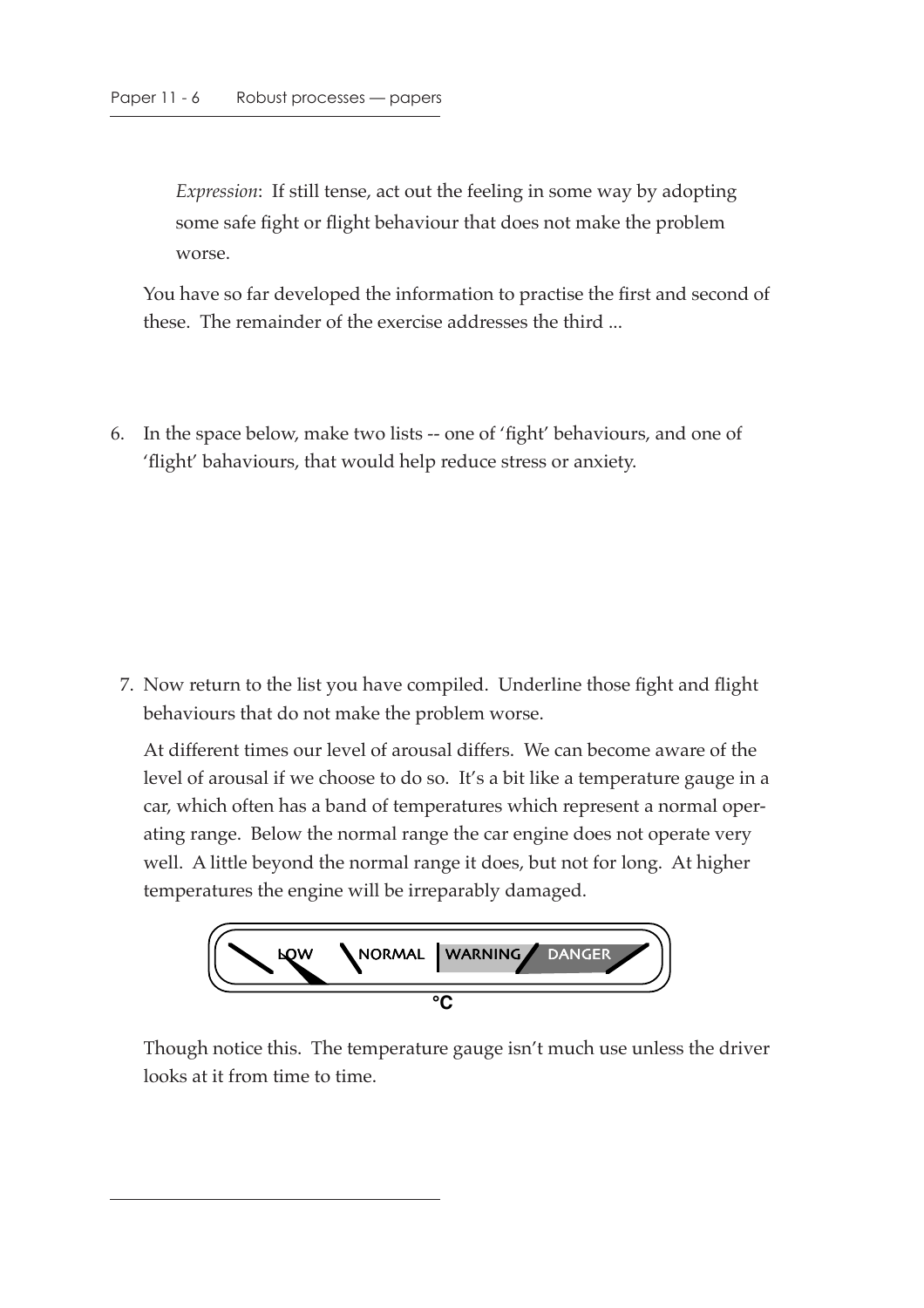*Expression*: If still tense, act out the feeling in some way by adopting some safe fight or flight behaviour that does not make the problem worse.

You have so far developed the information to practise the first and second of these. The remainder of the exercise addresses the third ...

6. In the space below, make two lists -- one of 'fight' behaviours, and one of 'flight' bahaviours, that would help reduce stress or anxiety.

7. Now return to the list you have compiled. Underline those fight and flight behaviours that do not make the problem worse.

At different times our level of arousal differs. We can become aware of the level of arousal if we choose to do so. It's a bit like a temperature gauge in a car, which often has a band of temperatures which represent a normal operating range. Below the normal range the car engine does not operate very well. A little beyond the normal range it does, but not for long. At higher temperatures the engine will be irreparably damaged.

LOW NORMAL WARNING DANGER

°C

Though notice this. The temperature gauge isn't much use unless the driver looks at it from time to time.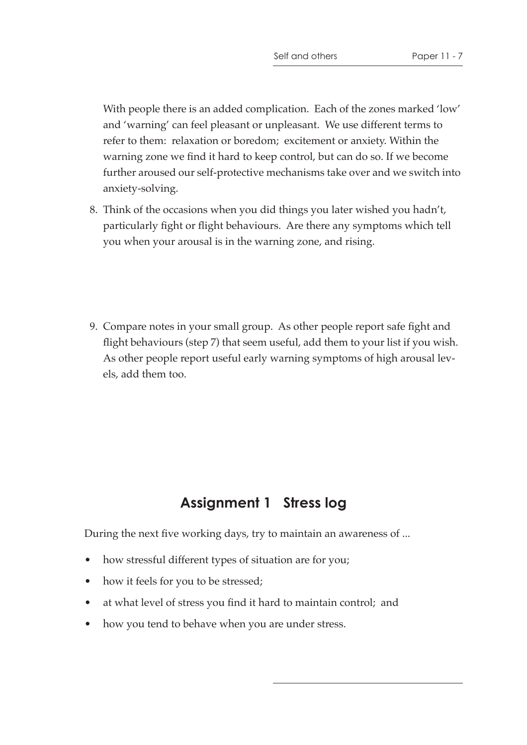With people there is an added complication. Each of the zones marked 'low' and 'warning' can feel pleasant or unpleasant. We use different terms to refer to them: relaxation or boredom; excitement or anxiety. Within the warning zone we find it hard to keep control, but can do so. If we become further aroused our self-protective mechanisms take over and we switch into anxiety-solving.

8. Think of the occasions when you did things you later wished you hadn't, particularly fight or flight behaviours. Are there any symptoms which tell you when your arousal is in the warning zone, and rising.

9. Compare notes in your small group. As other people report safe fight and flight behaviours (step 7) that seem useful, add them to your list if you wish. As other people report useful early warning symptoms of high arousal levels, add them too.

## Assignment 1 Stress log

During the next five working days, try to maintain an awareness of ...

- how stressful different types of situation are for you;
- how it feels for you to be stressed;
- at what level of stress you find it hard to maintain control; and
- how you tend to behave when you are under stress.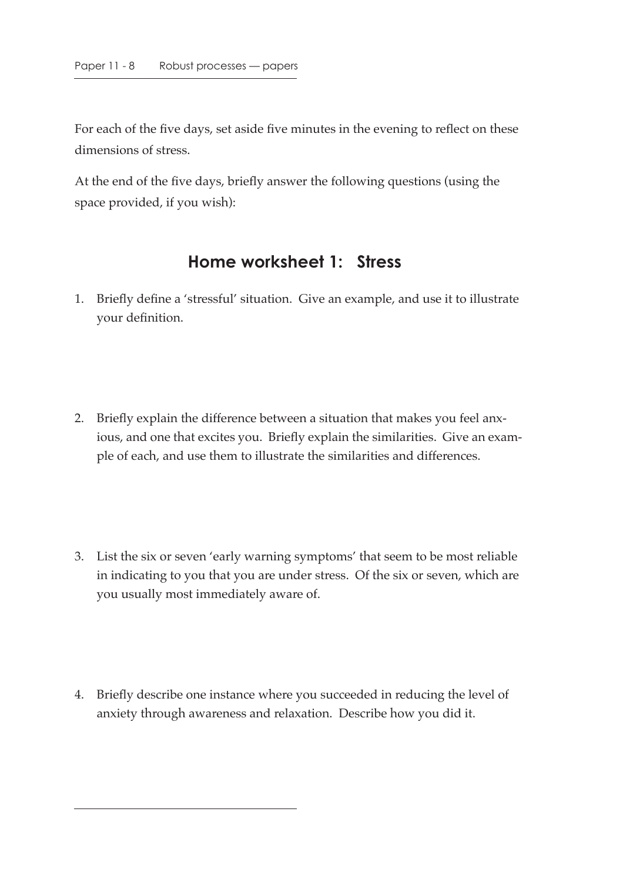For each of the five days, set aside five minutes in the evening to reflect on these dimensions of stress.

At the end of the five days, briefly answer the following questions (using the space provided, if you wish):

## Home worksheet 1: Stress

1. Briefly define a 'stressful' situation. Give an example, and use it to illustrate your definition.

2. Briefly explain the difference between a situation that makes you feel anxious, and one that excites you. Briefly explain the similarities. Give an example of each, and use them to illustrate the similarities and differences.

3. List the six or seven 'early warning symptoms' that seem to be most reliable in indicating to you that you are under stress. Of the six or seven, which are you usually most immediately aware of.

4. Briefly describe one instance where you succeeded in reducing the level of anxiety through awareness and relaxation. Describe how you did it.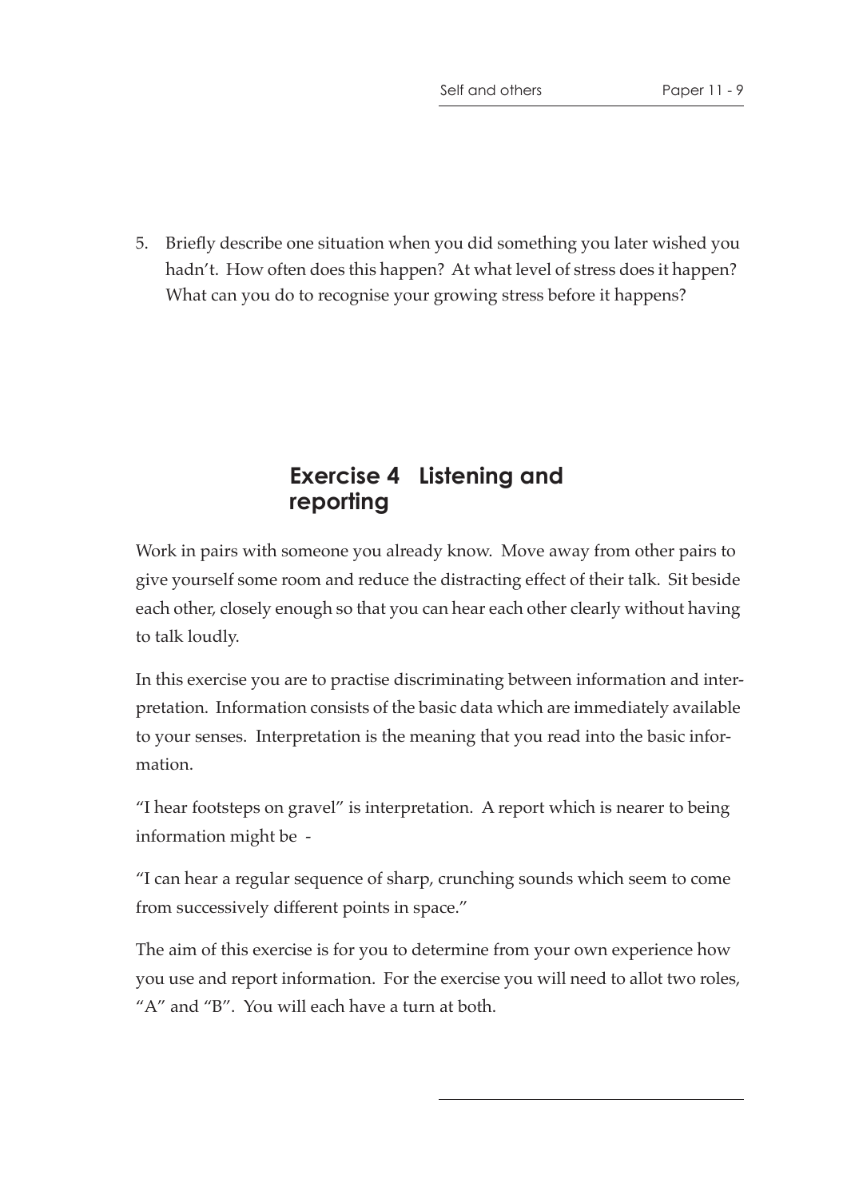5. Briefly describe one situation when you did something you later wished you hadn't. How often does this happen? At what level of stress does it happen? What can you do to recognise your growing stress before it happens?

## Exercise 4 Listening and reporting

Work in pairs with someone you already know. Move away from other pairs to give yourself some room and reduce the distracting effect of their talk. Sit beside each other, closely enough so that you can hear each other clearly without having to talk loudly.

In this exercise you are to practise discriminating between information and interpretation. Information consists of the basic data which are immediately available to your senses. Interpretation is the meaning that you read into the basic information.

"I hear footsteps on gravel" is interpretation. A report which is nearer to being information might be -

"I can hear a regular sequence of sharp, crunching sounds which seem to come from successively different points in space."

The aim of this exercise is for you to determine from your own experience how you use and report information. For the exercise you will need to allot two roles, "A" and "B". You will each have a turn at both.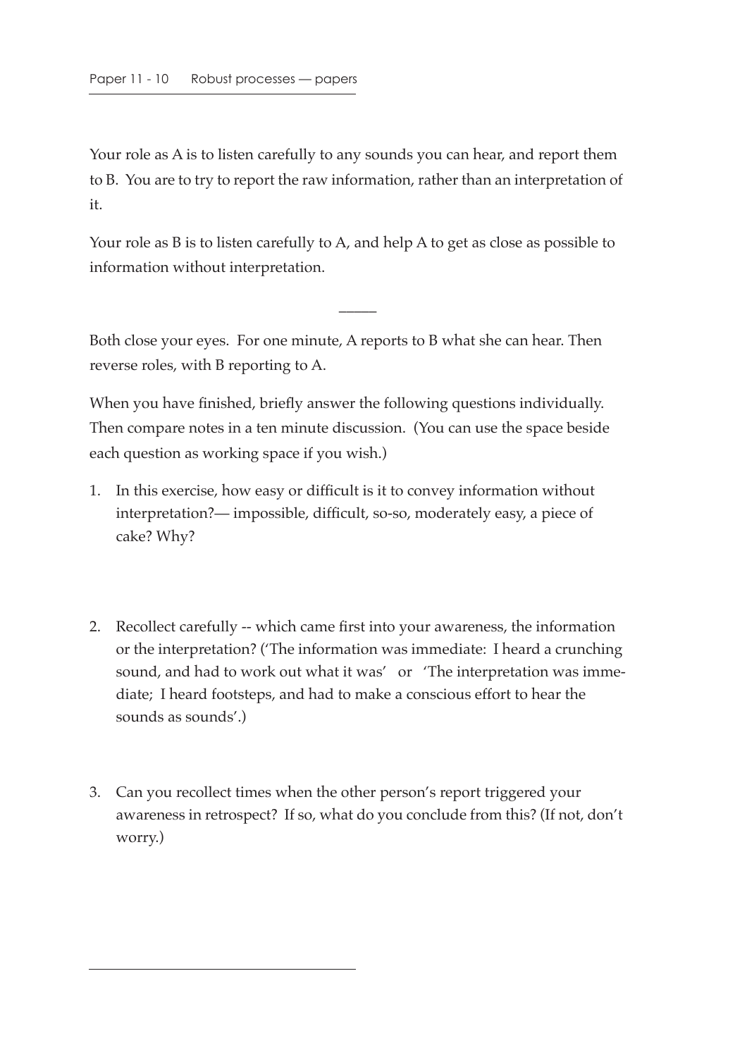Your role as A is to listen carefully to any sounds you can hear, and report them to B. You are to try to report the raw information, rather than an interpretation of it.

Your role as B is to listen carefully to A, and help A to get as close as possible to information without interpretation.

---

Both close your eyes. For one minute, A reports to B what she can hear. Then reverse roles, with B reporting to A.

When you have finished, briefly answer the following questions individually. Then compare notes in a ten minute discussion. (You can use the space beside each question as working space if you wish.)

1. In this exercise, how easy or difficult is it to convey information without interpretation?— impossible, difficult, so-so, moderately easy, a piece of cake? Why?

2. Recollect carefully -- which came first into your awareness, the information or the interpretation? ('The information was immediate: I heard a crunching sound, and had to work out what it was' or 'The interpretation was immediate; I heard footsteps, and had to make a conscious effort to hear the sounds as sounds'.)

3. Can you recollect times when the other person's report triggered your awareness in retrospect? If so, what do you conclude from this? (If not, don't worry.)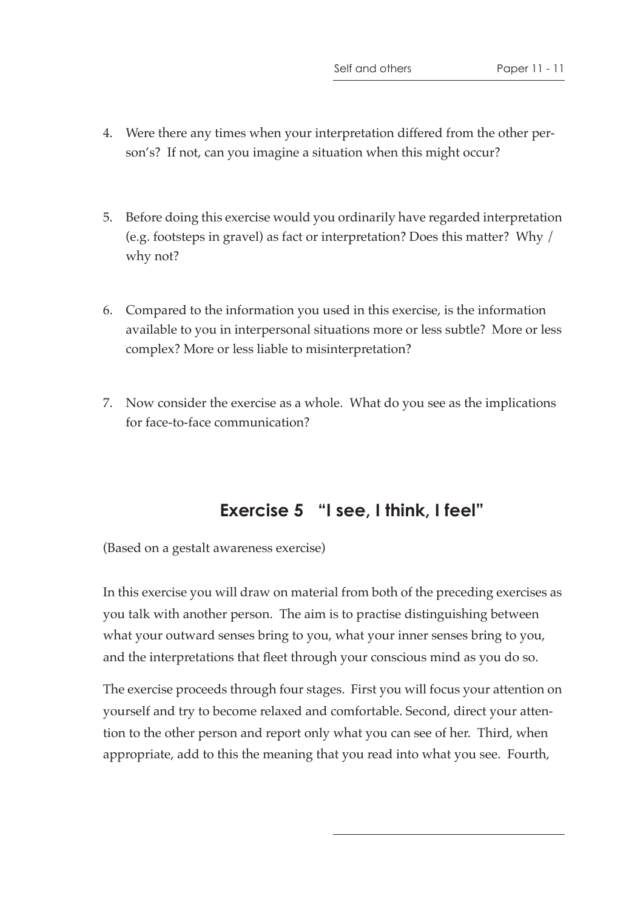4. Were there any times when your interpretation differed from the other person's? If not, can you imagine a situation when this might occur?

5. Before doing this exercise would you ordinarily have regarded interpretation (e.g. footsteps in gravel) as fact or interpretation? Does this matter? Why / why not?

6. Compared to the information you used in this exercise, is the information available to you in interpersonal situations more or less subtle? More or less complex? More or less liable to misinterpretation?

7. Now consider the exercise as a whole. What do you see as the implications for face-to-face communication?

## Exercise 5 "I see, I think, I feel"

(Based on a gestalt awareness exercise)

In this exercise you will draw on material from both of the preceding exercises as you talk with another person. The aim is to practise distinguishing between what your outward senses bring to you, what your inner senses bring to you, and the interpretations that fleet through your conscious mind as you do so.

The exercise proceeds through four stages. First you will focus your attention on yourself and try to become relaxed and comfortable. Second, direct your attention to the other person and report only what you can see of her. Third, when appropriate, add to this the meaning that you read into what you see. Fourth,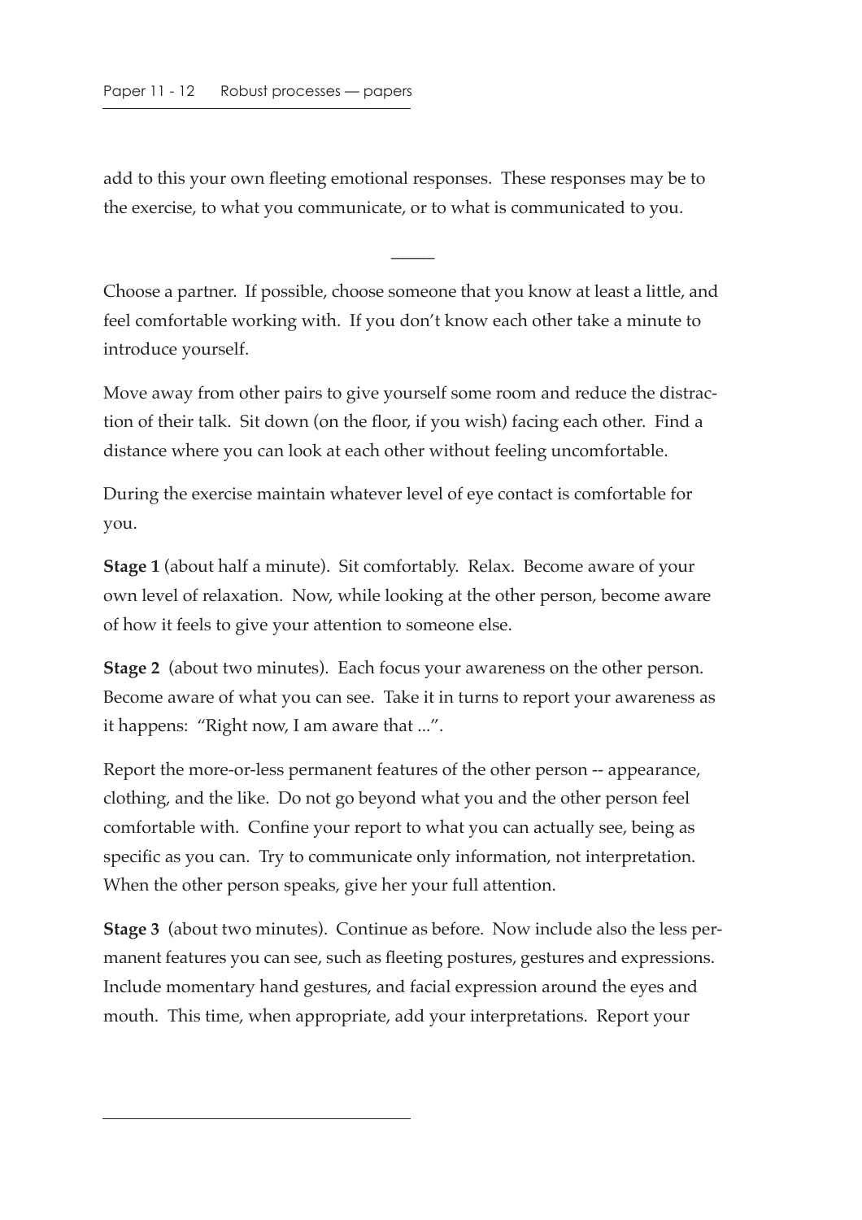add to this your own fleeting emotional responses. These responses may be to the exercise, to what you communicate, or to what is communicated to you.

---

Choose a partner. If possible, choose someone that you know at least a little, and feel comfortable working with. If you don't know each other take a minute to introduce yourself.

Move away from other pairs to give yourself some room and reduce the distraction of their talk. Sit down (on the floor, if you wish) facing each other. Find a distance where you can look at each other without feeling uncomfortable.

During the exercise maintain whatever level of eye contact is comfortable for you.

**Stage 1** (about half a minute). Sit comfortably. Relax. Become aware of your own level of relaxation. Now, while looking at the other person, become aware of how it feels to give your attention to someone else.

**Stage 2** (about two minutes). Each focus your awareness on the other person. Become aware of what you can see. Take it in turns to report your awareness as it happens: "Right now, I am aware that ...".

Report the more-or-less permanent features of the other person -- appearance, clothing, and the like. Do not go beyond what you and the other person feel comfortable with. Confine your report to what you can actually see, being as specific as you can. Try to communicate only information, not interpretation. When the other person speaks, give her your full attention.

**Stage 3** (about two minutes). Continue as before. Now include also the less permanent features you can see, such as fleeting postures, gestures and expressions. Include momentary hand gestures, and facial expression around the eyes and mouth. This time, when appropriate, add your interpretations. Report your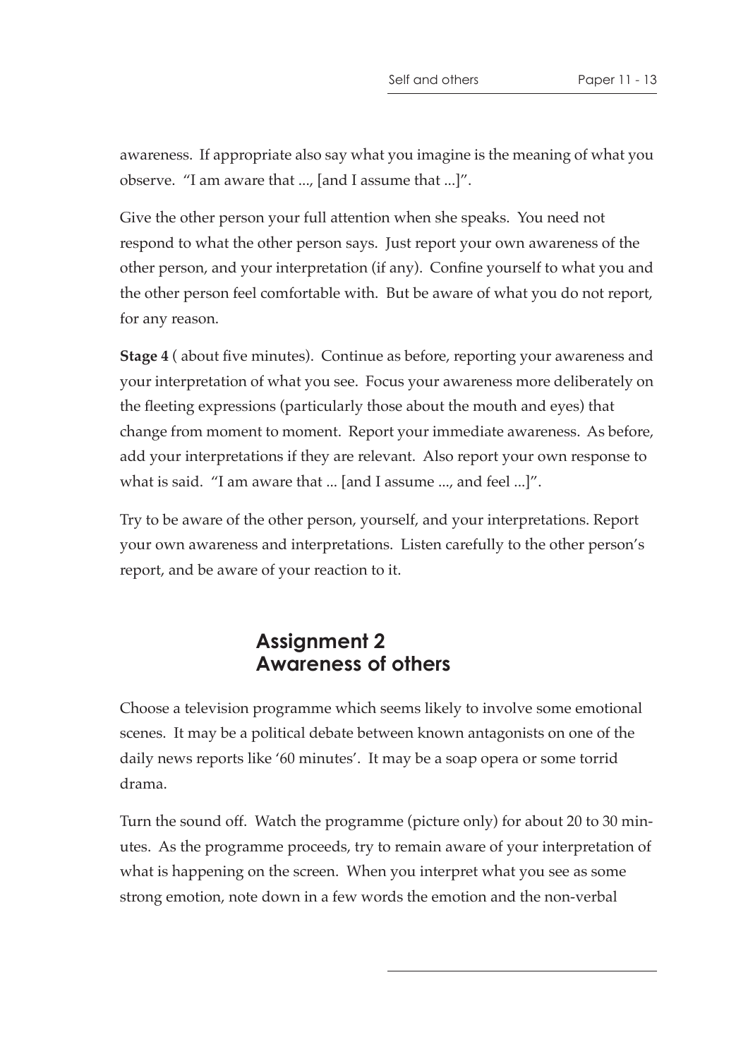awareness. If appropriate also say what you imagine is the meaning of what you observe. "I am aware that ..., [and I assume that ...]".

Give the other person your full attention when she speaks. You need not respond to what the other person says. Just report your own awareness of the other person, and your interpretation (if any). Confine yourself to what you and the other person feel comfortable with. But be aware of what you do not report, for any reason.

**Stage 4** ( about five minutes). Continue as before, reporting your awareness and your interpretation of what you see. Focus your awareness more deliberately on the fleeting expressions (particularly those about the mouth and eyes) that change from moment to moment. Report your immediate awareness. As before, add your interpretations if they are relevant. Also report your own response to what is said. "I am aware that ... [and I assume ..., and feel ...]".

Try to be aware of the other person, yourself, and your interpretations. Report your own awareness and interpretations. Listen carefully to the other person's report, and be aware of your reaction to it.

## Assignment 2
## Awareness of others

Choose a television programme which seems likely to involve some emotional scenes. It may be a political debate between known antagonists on one of the daily news reports like '60 minutes'. It may be a soap opera or some torrid drama.

Turn the sound off. Watch the programme (picture only) for about 20 to 30 minutes. As the programme proceeds, try to remain aware of your interpretation of what is happening on the screen. When you interpret what you see as some strong emotion, note down in a few words the emotion and the non-verbal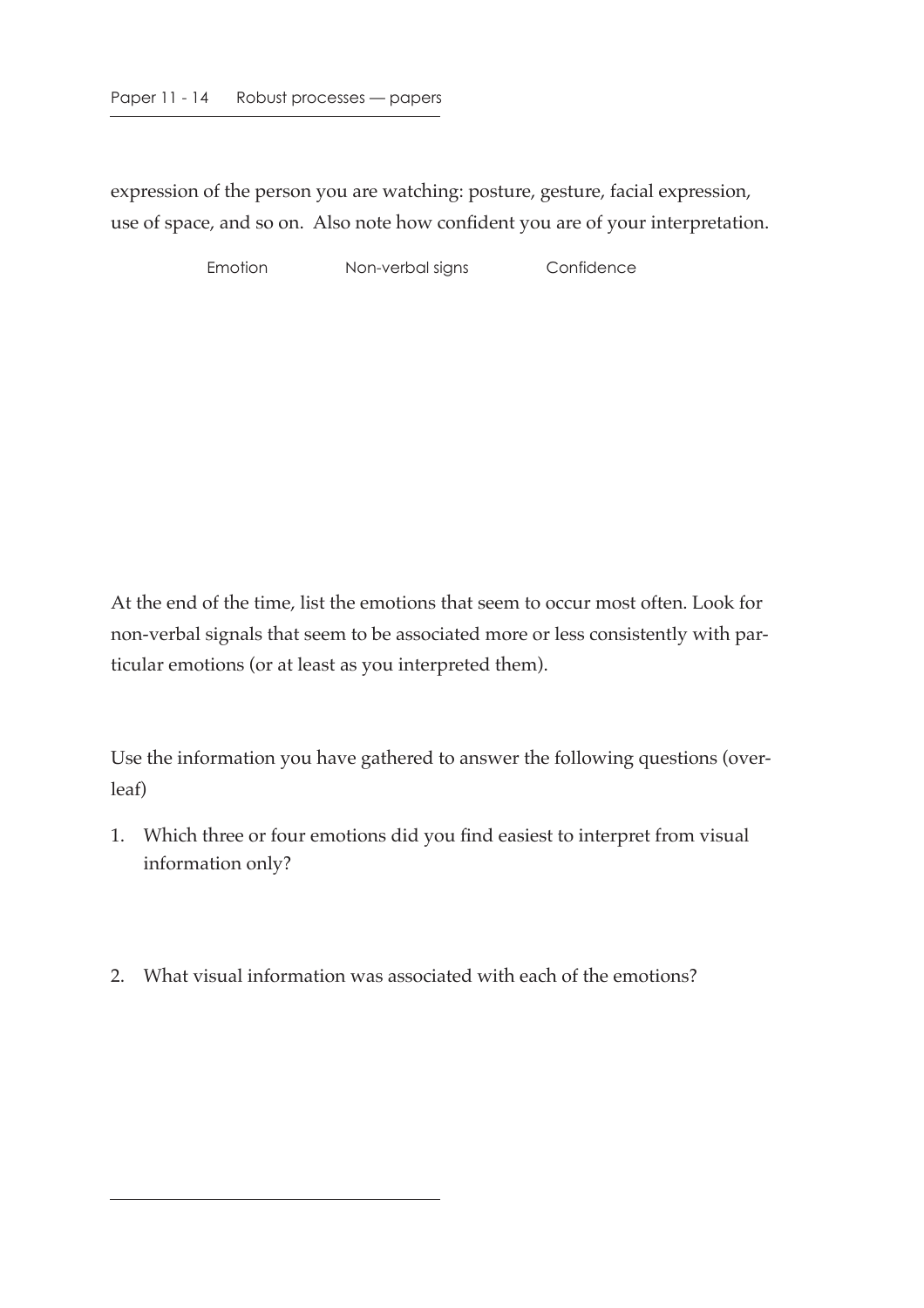expression of the person you are watching: posture, gesture, facial expression, use of space, and so on. Also note how confident you are of your interpretation.

| Emotion | Non-verbal signs | Confidence |
| --- | --- | --- |
| | | |

At the end of the time, list the emotions that seem to occur most often. Look for non-verbal signals that seem to be associated more or less consistently with particular emotions (or at least as you interpreted them).

Use the information you have gathered to answer the following questions (overleaf)

1. Which three or four emotions did you find easiest to interpret from visual information only?

2. What visual information was associated with each of the emotions?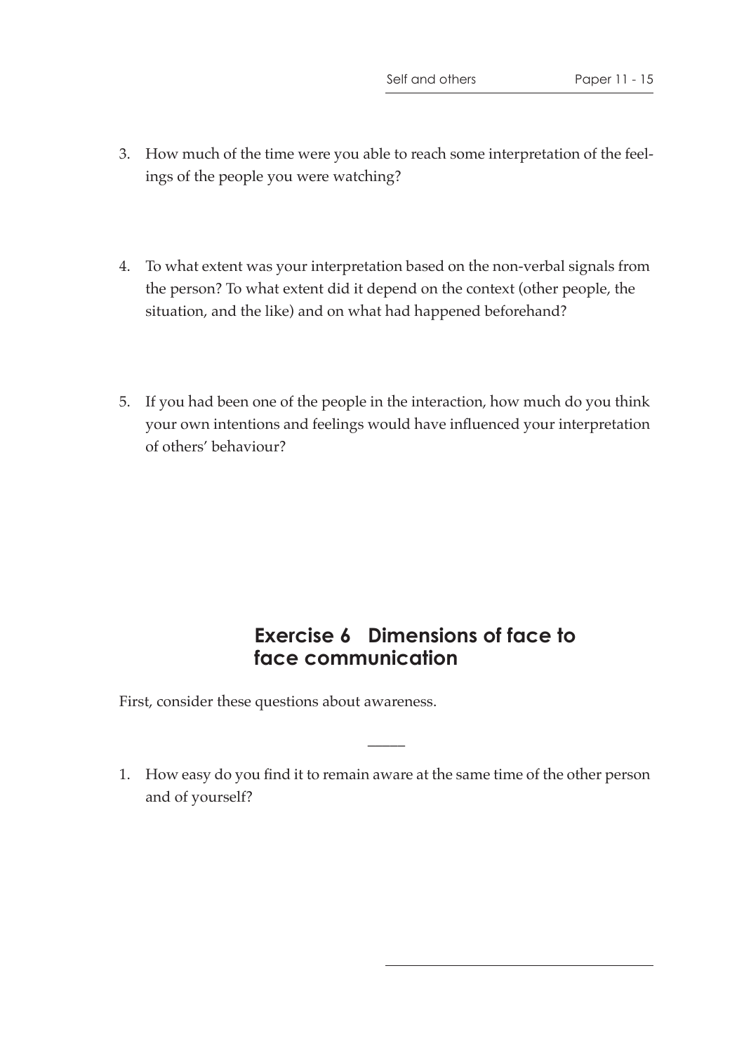3. How much of the time were you able to reach some interpretation of the feelings of the people you were watching?

4. To what extent was your interpretation based on the non-verbal signals from the person? To what extent did it depend on the context (other people, the situation, and the like) and on what had happened beforehand?

5. If you had been one of the people in the interaction, how much do you think your own intentions and feelings would have influenced your interpretation of others' behaviour?

## Exercise 6 Dimensions of face to face communication

First, consider these questions about awareness.

―――

1. How easy do you find it to remain aware at the same time of the other person and of yourself?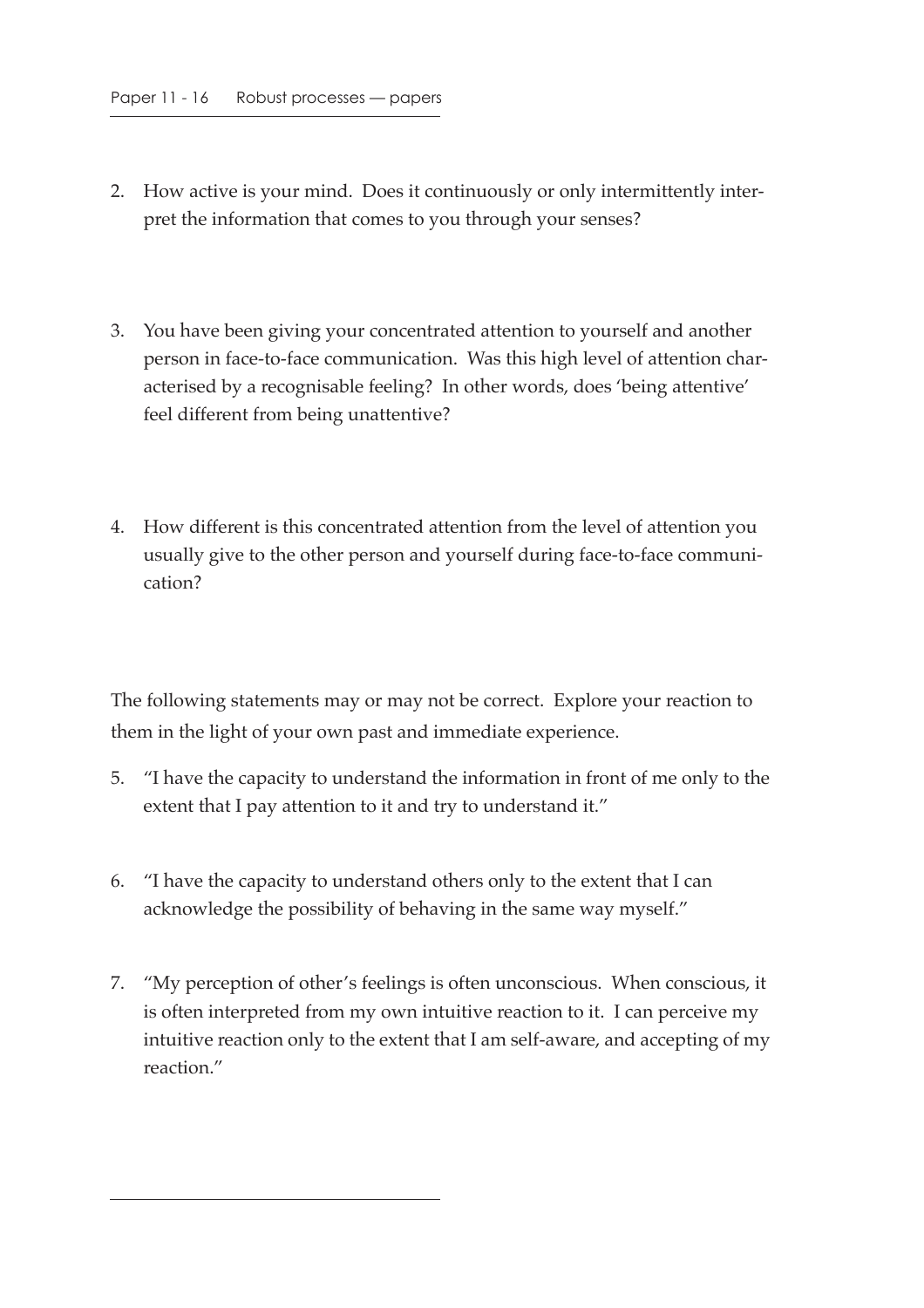2. How active is your mind. Does it continuously or only intermittently interpret the information that comes to you through your senses?

3. You have been giving your concentrated attention to yourself and another person in face-to-face communication. Was this high level of attention characterised by a recognisable feeling? In other words, does 'being attentive' feel different from being unattentive?

4. How different is this concentrated attention from the level of attention you usually give to the other person and yourself during face-to-face communication?

The following statements may or may not be correct. Explore your reaction to them in the light of your own past and immediate experience.

5. "I have the capacity to understand the information in front of me only to the extent that I pay attention to it and try to understand it."

6. "I have the capacity to understand others only to the extent that I can acknowledge the possibility of behaving in the same way myself."

7. "My perception of other's feelings is often unconscious. When conscious, it is often interpreted from my own intuitive reaction to it. I can perceive my intuitive reaction only to the extent that I am self-aware, and accepting of my reaction."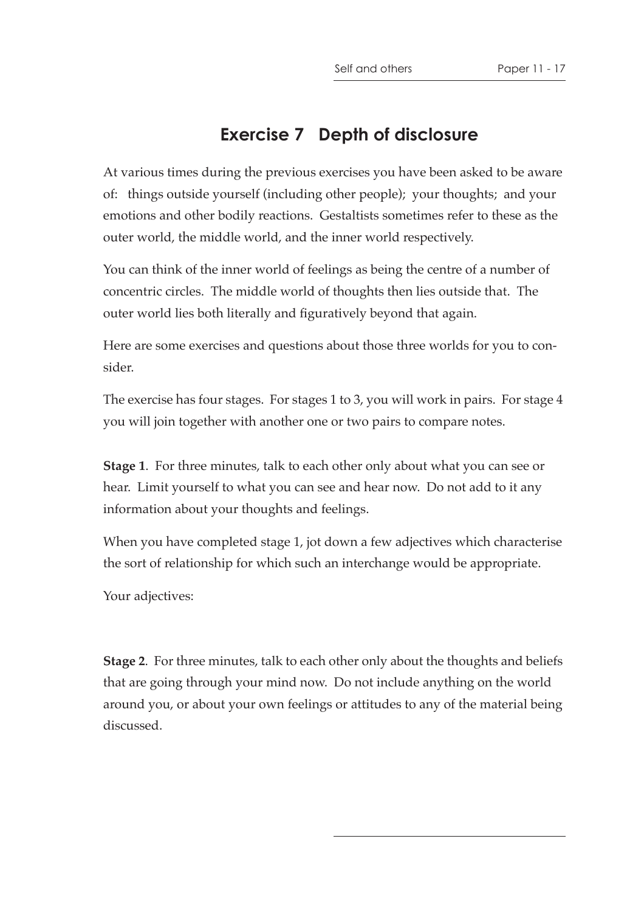## Exercise 7 Depth of disclosure

At various times during the previous exercises you have been asked to be aware of: things outside yourself (including other people); your thoughts; and your emotions and other bodily reactions. Gestaltists sometimes refer to these as the outer world, the middle world, and the inner world respectively.

You can think of the inner world of feelings as being the centre of a number of concentric circles. The middle world of thoughts then lies outside that. The outer world lies both literally and figuratively beyond that again.

Here are some exercises and questions about those three worlds for you to consider.

The exercise has four stages. For stages 1 to 3, you will work in pairs. For stage 4 you will join together with another one or two pairs to compare notes.

**Stage 1**. For three minutes, talk to each other only about what you can see or hear. Limit yourself to what you can see and hear now. Do not add to it any information about your thoughts and feelings.

When you have completed stage 1, jot down a few adjectives which characterise the sort of relationship for which such an interchange would be appropriate.

Your adjectives:

**Stage 2**. For three minutes, talk to each other only about the thoughts and beliefs that are going through your mind now. Do not include anything on the world around you, or about your own feelings or attitudes to any of the material being discussed.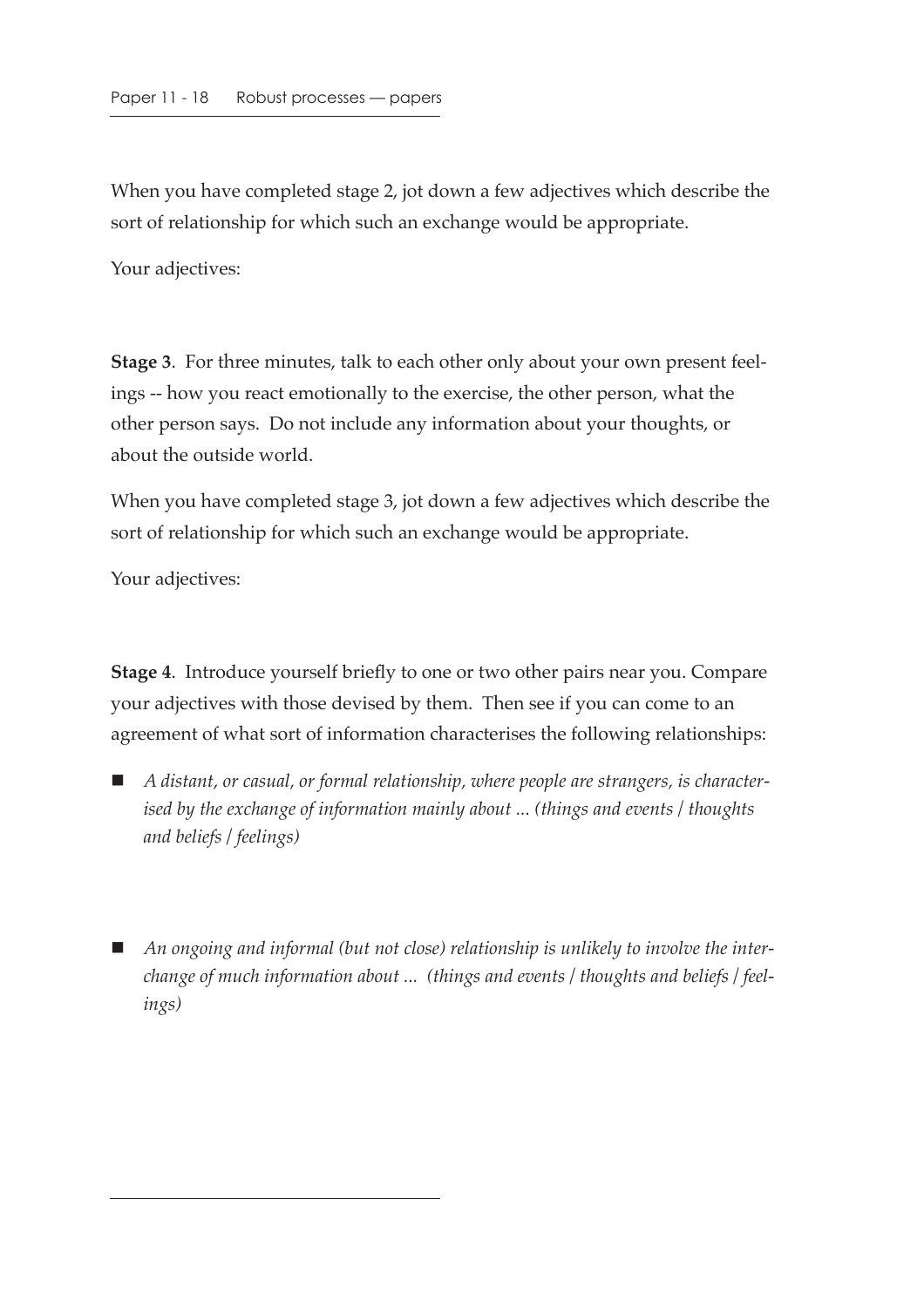When you have completed stage 2, jot down a few adjectives which describe the sort of relationship for which such an exchange would be appropriate.

Your adjectives:

**Stage 3**. For three minutes, talk to each other only about your own present feelings -- how you react emotionally to the exercise, the other person, what the other person says. Do not include any information about your thoughts, or about the outside world.

When you have completed stage 3, jot down a few adjectives which describe the sort of relationship for which such an exchange would be appropriate.

Your adjectives:

**Stage 4**. Introduce yourself briefly to one or two other pairs near you. Compare your adjectives with those devised by them. Then see if you can come to an agreement of what sort of information characterises the following relationships:

- *A distant, or casual, or formal relationship, where people are strangers, is characterised by the exchange of information mainly about ... (things and events / thoughts and beliefs / feelings)*

- *An ongoing and informal (but not close) relationship is unlikely to involve the interchange of much information about ... (things and events / thoughts and beliefs / feelings)*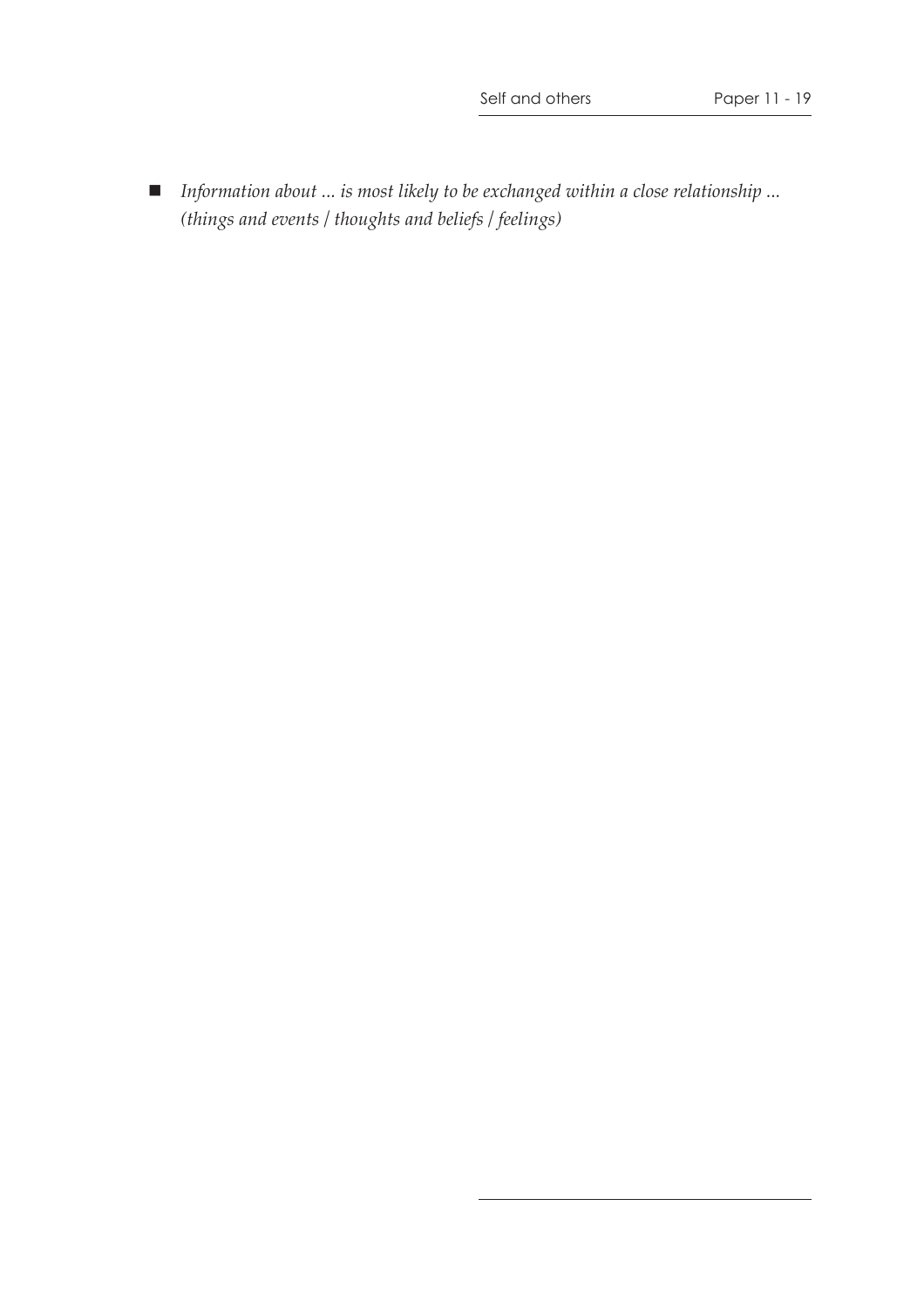- *Information about ... is most likely to be exchanged within a close relationship ... (things and events / thoughts and beliefs / feelings)*